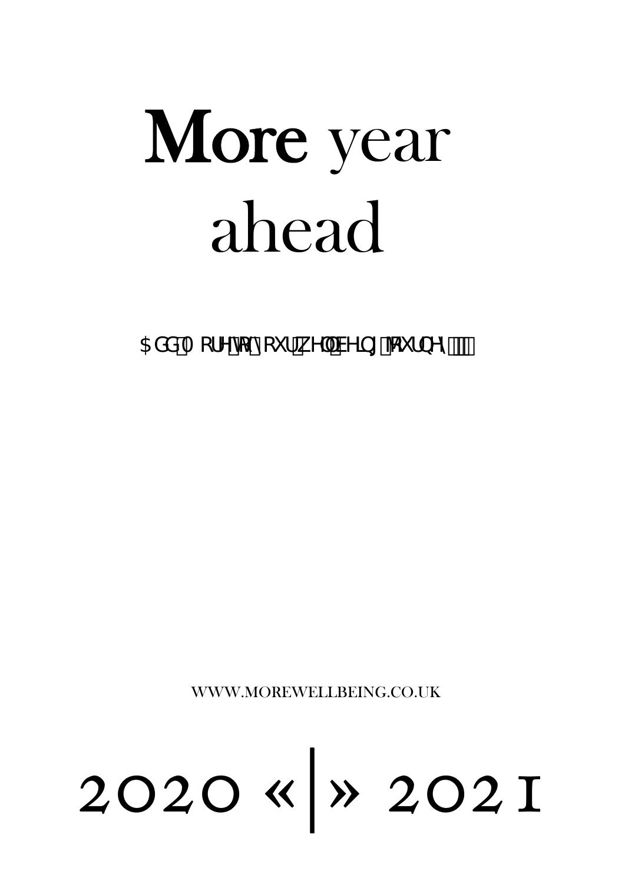# More year ahead

Add More to your wellbeing journey

WWW.MOREWELLBEING.CO.UK

2020 «|» 2021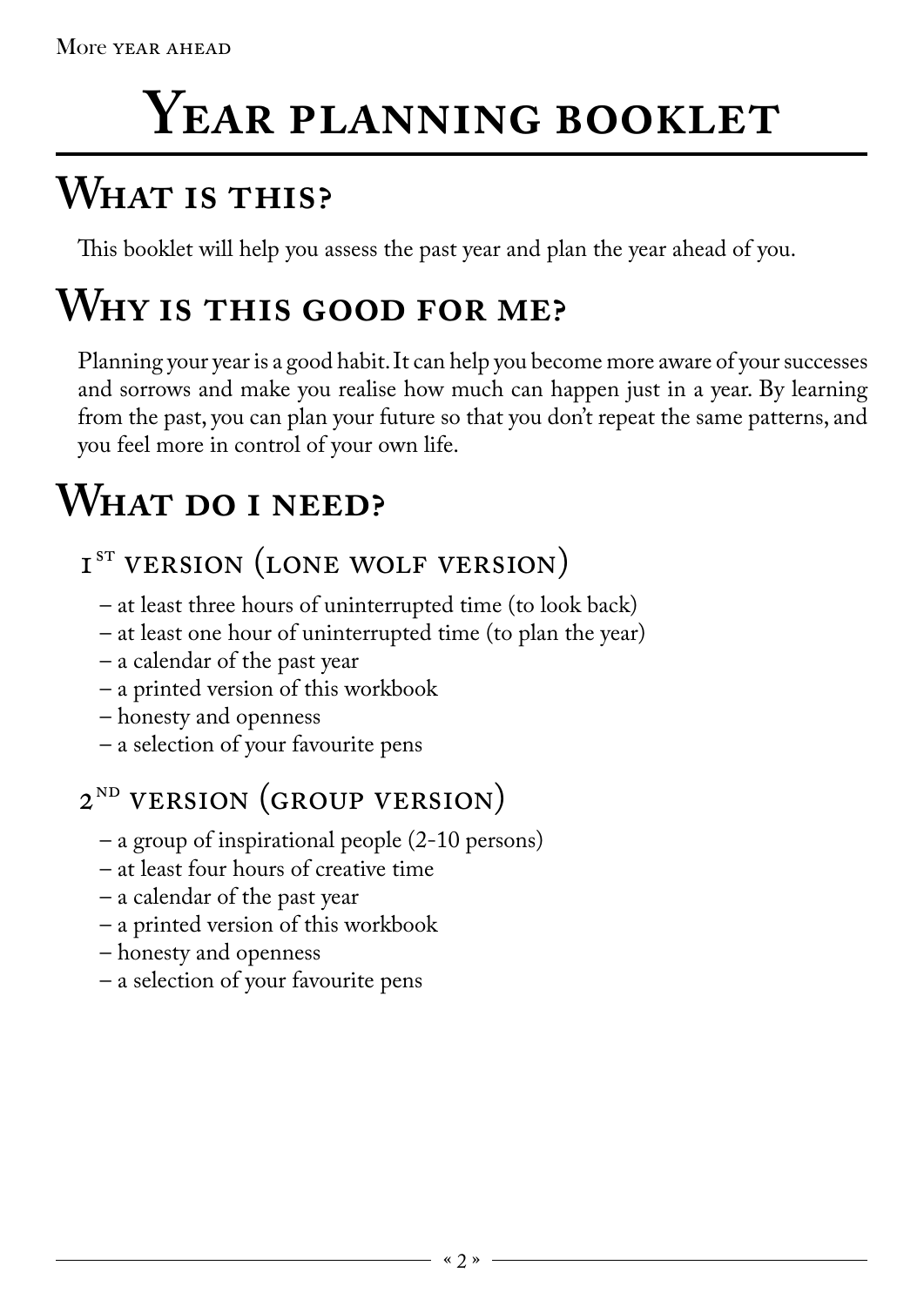# Year planning booklet

## What is this?

This booklet will help you assess the past year and plan the year ahead of you.

## Why is this good for me?

Planning your year is a good habit. It can help you become more aware of your successes and sorrows and make you realise how much can happen just in a year. By learning from the past, you can plan your future so that you don't repeat the same patterns, and you feel more in control of your own life.

## What do I need?

### 1st version (lone wolf version)

- at least three hours of uninterrupted time (to look back)
- at least one hour of uninterrupted time (to plan the year)
- a calendar of the past year
- a printed version of this workbook
- honesty and openness
- a selection of your favourite pens

### 2nd version (group version)

- a group of inspirational people (2-10 persons)
- at least four hours of creative time
- a calendar of the past year
- a printed version of this workbook
- honesty and openness
- a selection of your favourite pens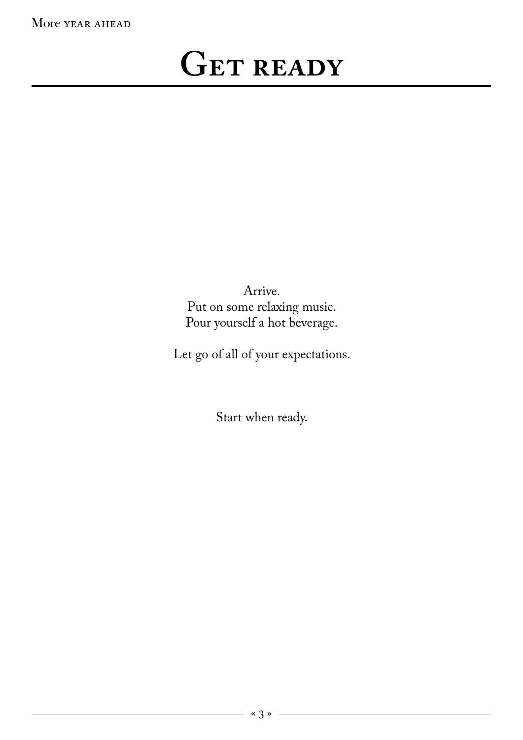# Get ready

Arrive.
Put on some relaxing music.
Pour yourself a hot beverage.

Let go of all of your expectations.

Start when ready.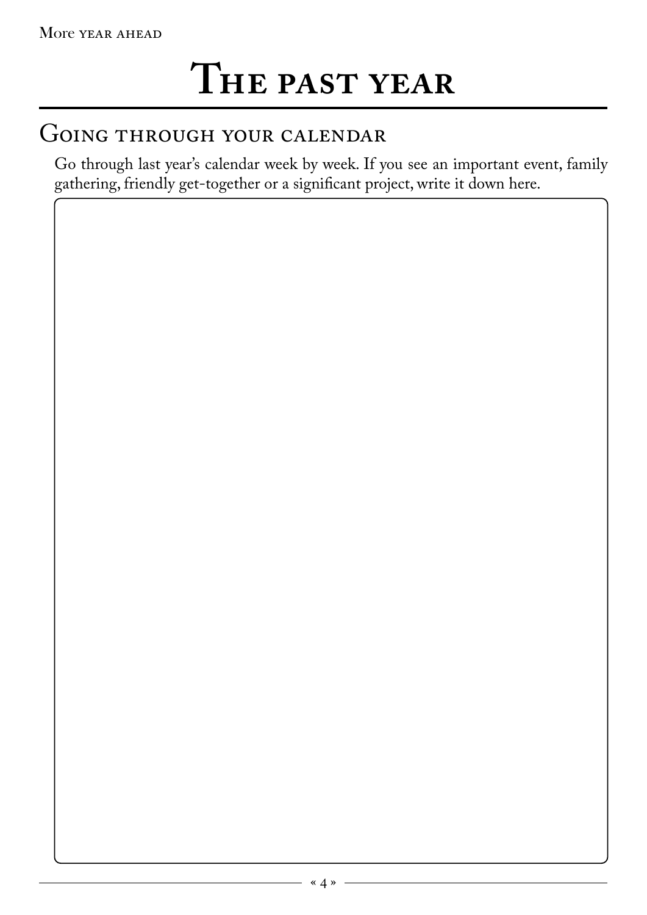# The past year

## Going through your calendar

Go through last year's calendar week by week. If you see an important event, family gathering, friendly get-together or a significant project, write it down here.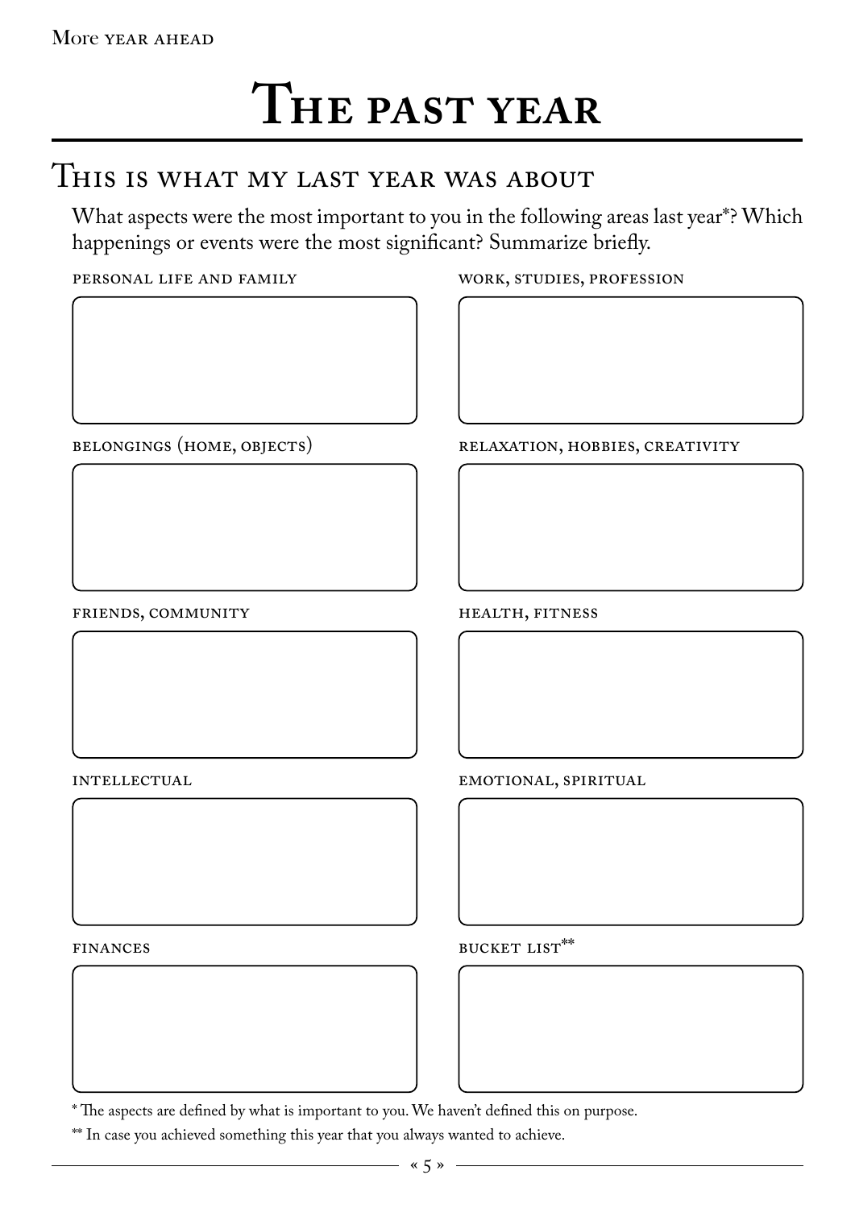# The past year

## This is what my last year was about

What aspects were the most important to you in the following areas last year*? Which happenings or events were the most significant? Summarize briefly.

PERSONAL LIFE AND FAMILY

WORK, STUDIES, PROFESSION

BELONGINGS (HOME, OBJECTS)

RELAXATION, HOBBIES, CREATIVITY

FRIENDS, COMMUNITY

HEALTH, FITNESS

INTELLECTUAL

EMOTIONAL, SPIRITUAL

FINANCES

BUCKET LIST**

* The aspects are defined by what is important to you. We haven't defined this on purpose.

** In case you achieved something this year that you always wanted to achieve.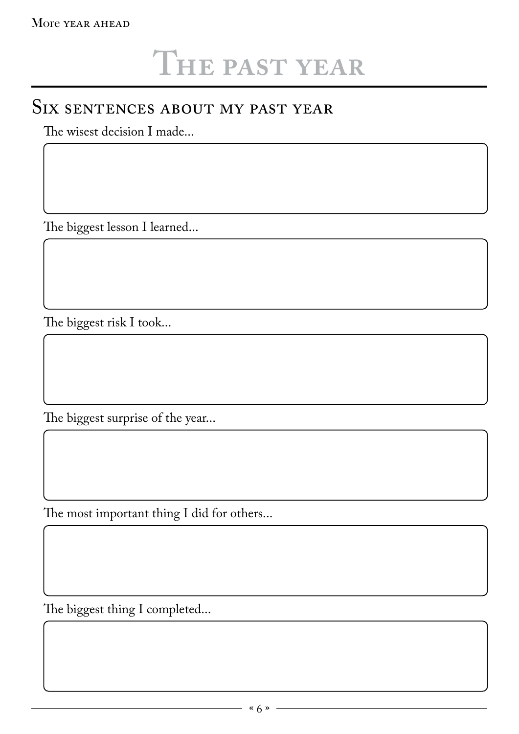# The past year

## Six sentences about my past year

The wisest decision I made...

The biggest lesson I learned...

The biggest risk I took...

The biggest surprise of the year...

The most important thing I did for others...

The biggest thing I completed...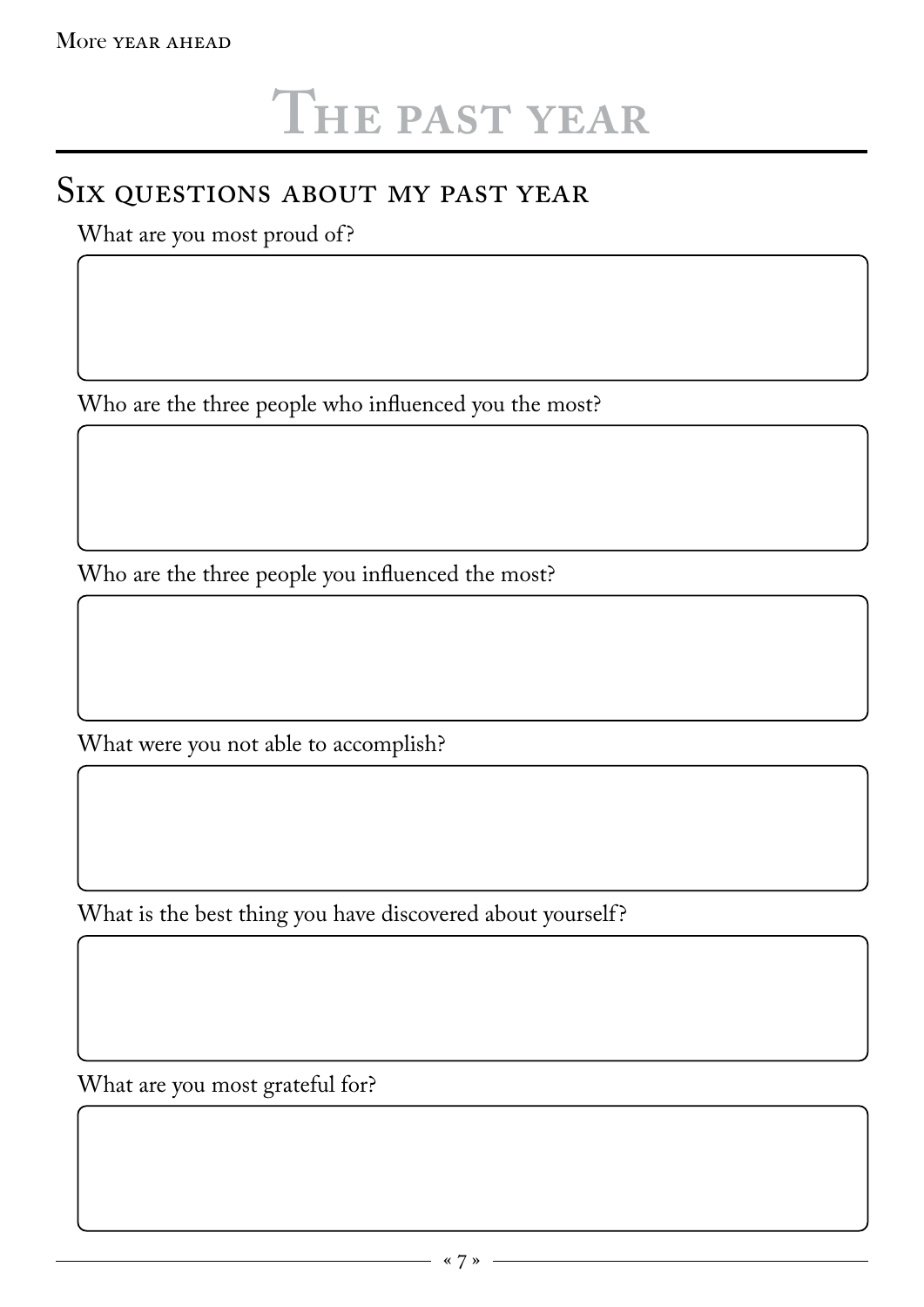# The past year

## Six questions about my past year

What are you most proud of?

Who are the three people who influenced you the most?

Who are the three people you influenced the most?

What were you not able to accomplish?

What is the best thing you have discovered about yourself?

What are you most grateful for?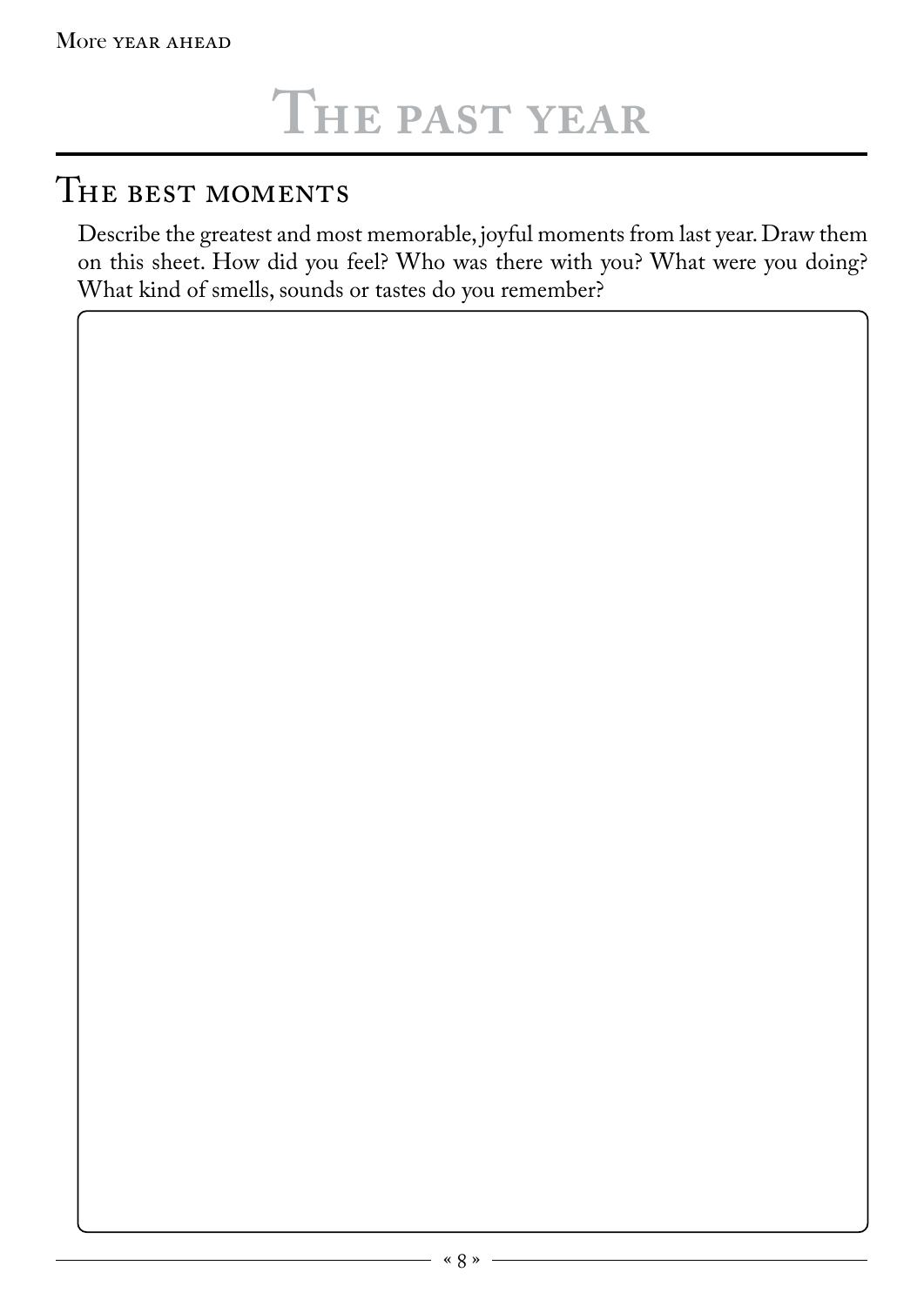# The past year

## The best moments

Describe the greatest and most memorable, joyful moments from last year. Draw them on this sheet. How did you feel? Who was there with you? What were you doing? What kind of smells, sounds or tastes do you remember?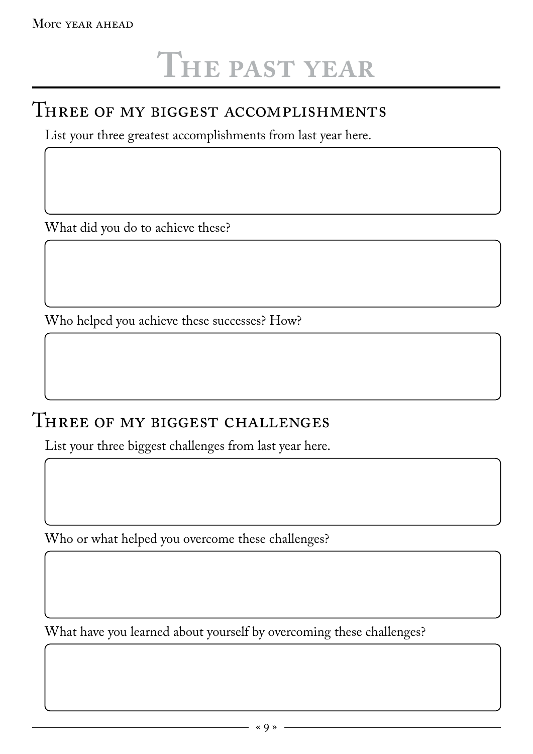# The past year

## Three of my biggest accomplishments

List your three greatest accomplishments from last year here.

What did you do to achieve these?

Who helped you achieve these successes? How?

## Three of my biggest challenges

List your three biggest challenges from last year here.

Who or what helped you overcome these challenges?

What have you learned about yourself by overcoming these challenges?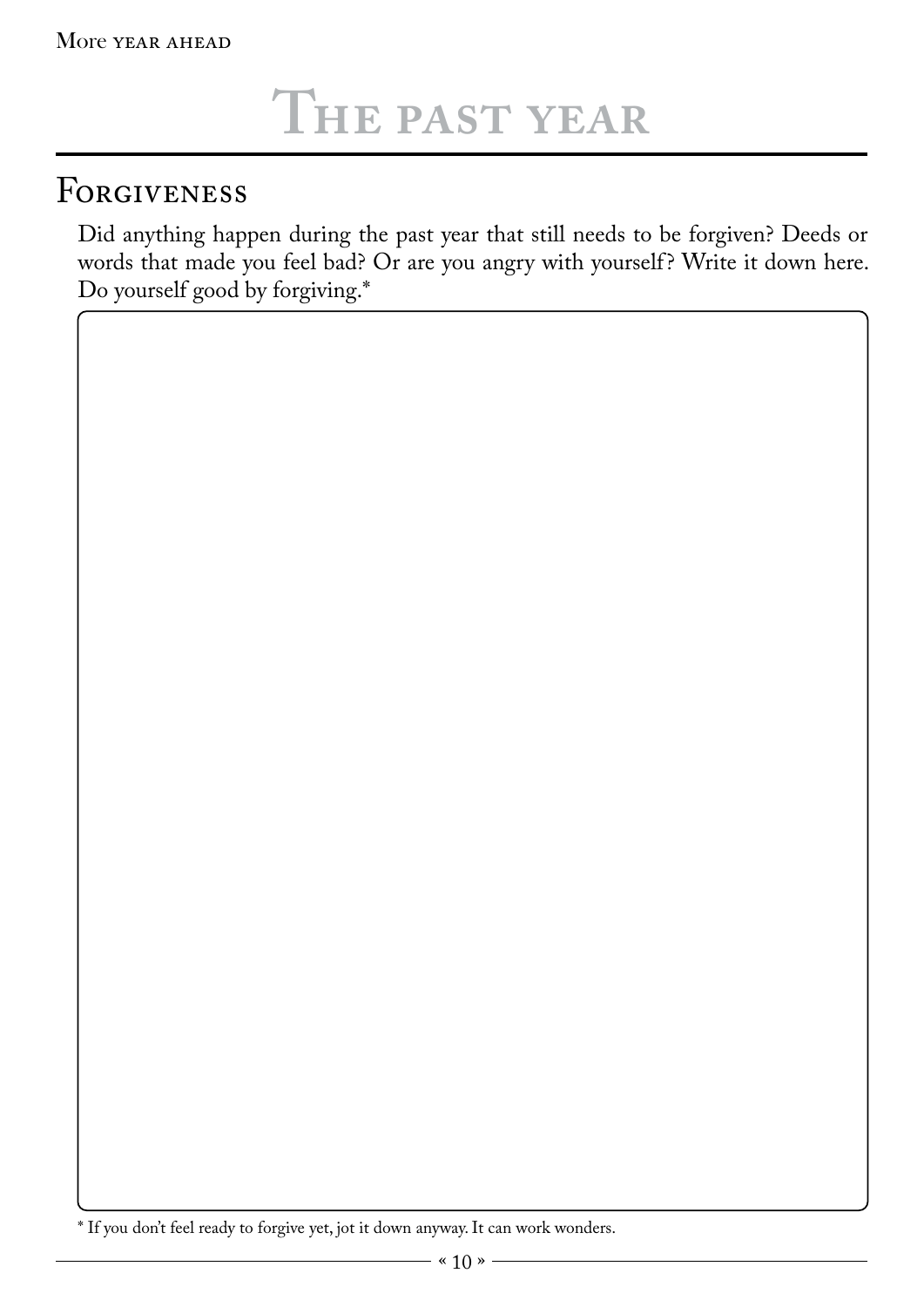# The past year

## Forgiveness

Did anything happen during the past year that still needs to be forgiven? Deeds or words that made you feel bad? Or are you angry with yourself? Write it down here. Do yourself good by forgiving.*

* If you don't feel ready to forgive yet, jot it down anyway. It can work wonders.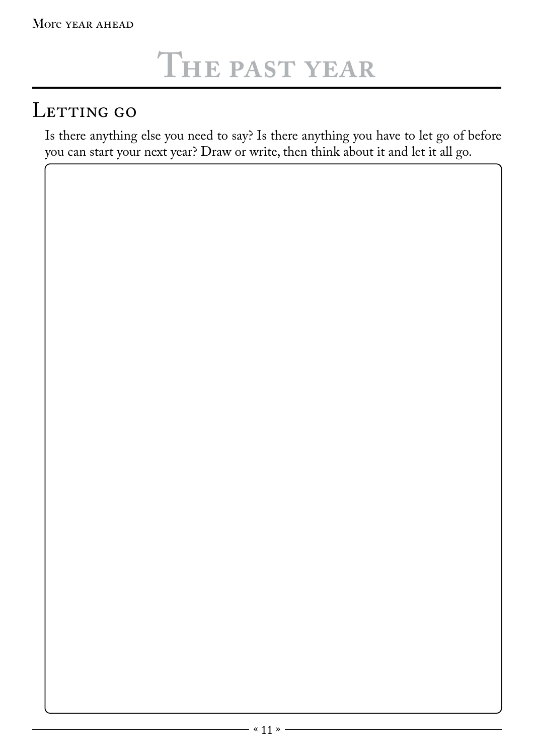# The past year

## Letting go

Is there anything else you need to say? Is there anything you have to let go of before you can start your next year? Draw or write, then think about it and let it all go.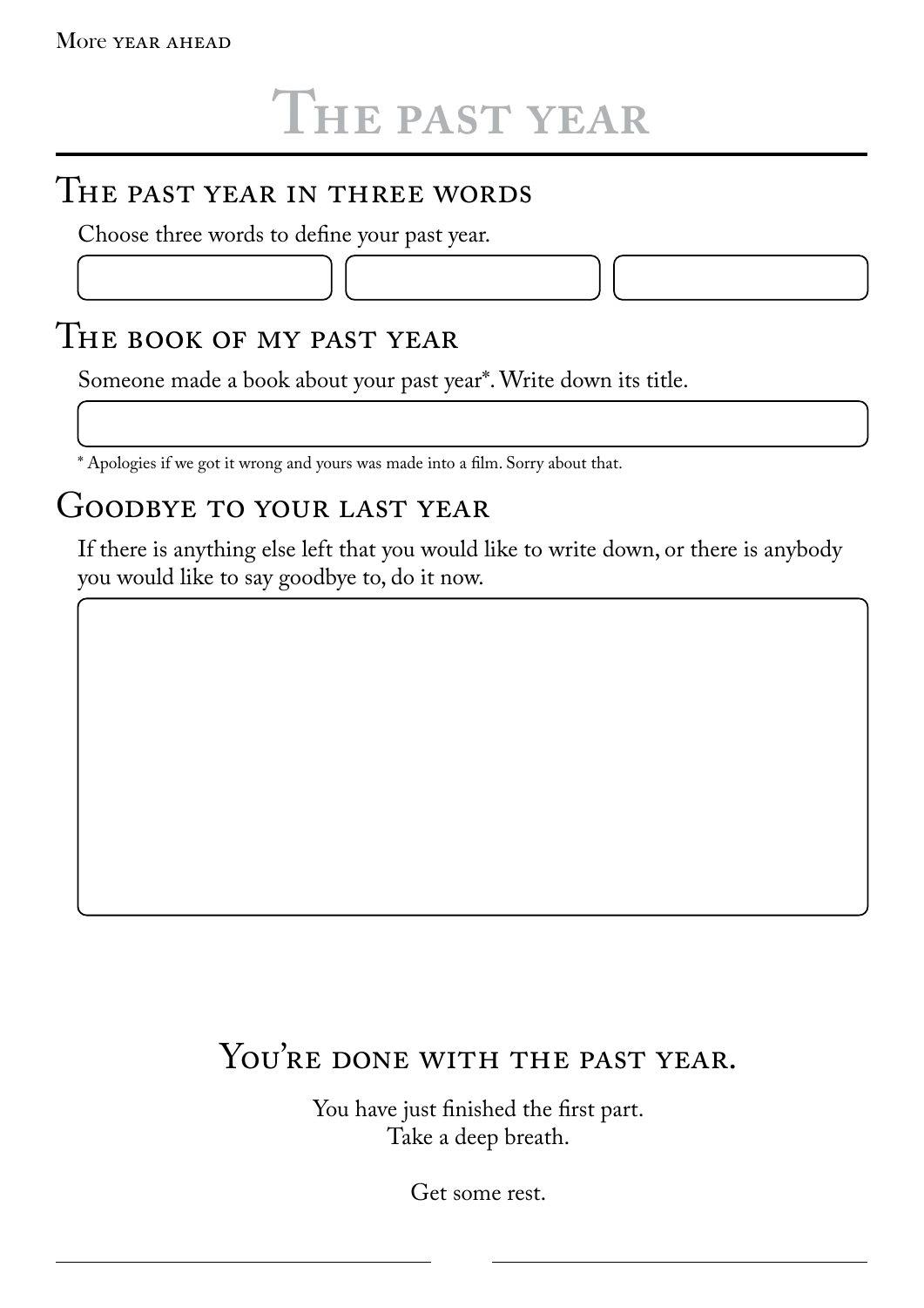# The past year

## The past year in three words

Choose three words to define your past year.

## The book of my past year

Someone made a book about your past year*. Write down its title.

* Apologies if we got it wrong and yours was made into a film. Sorry about that.

## Goodbye to your last year

If there is anything else left that you would like to write down, or there is anybody you would like to say goodbye to, do it now.

## You're done with the past year.

You have just finished the first part.
Take a deep breath.

Get some rest.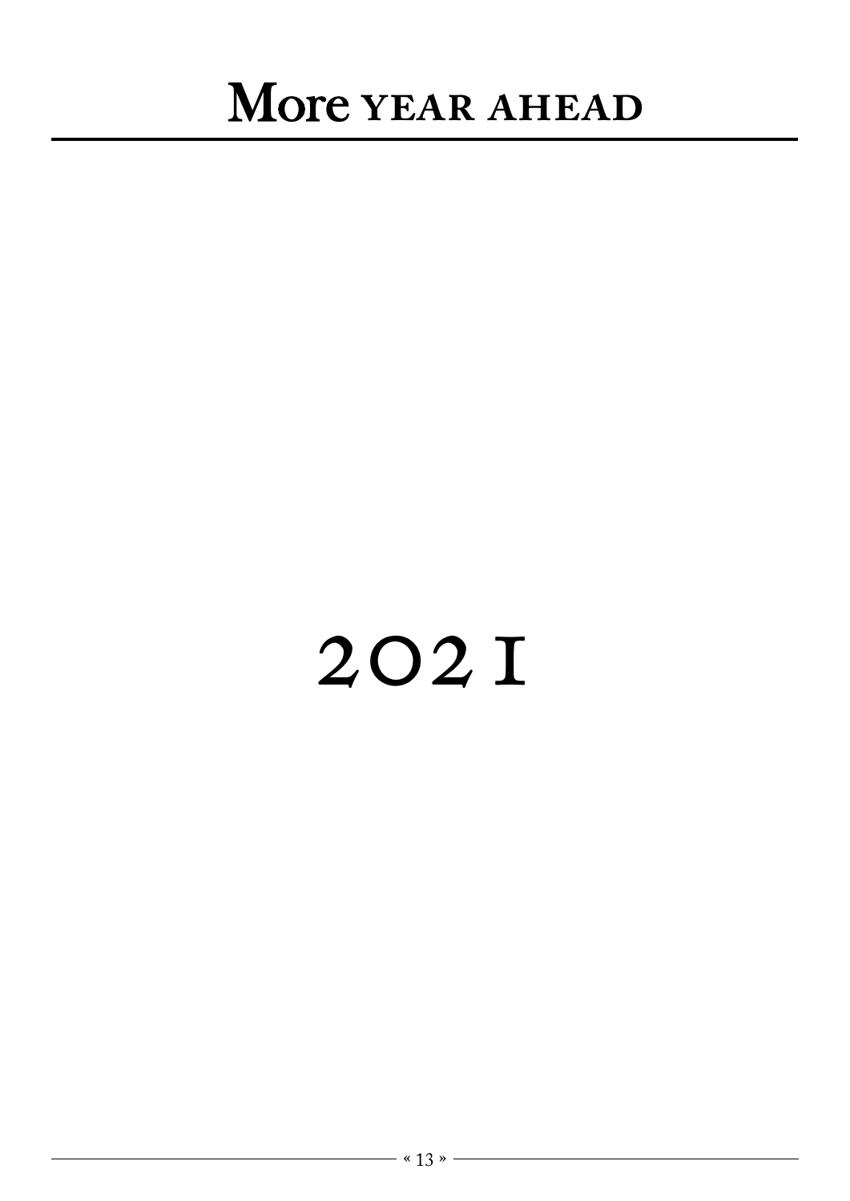# 2021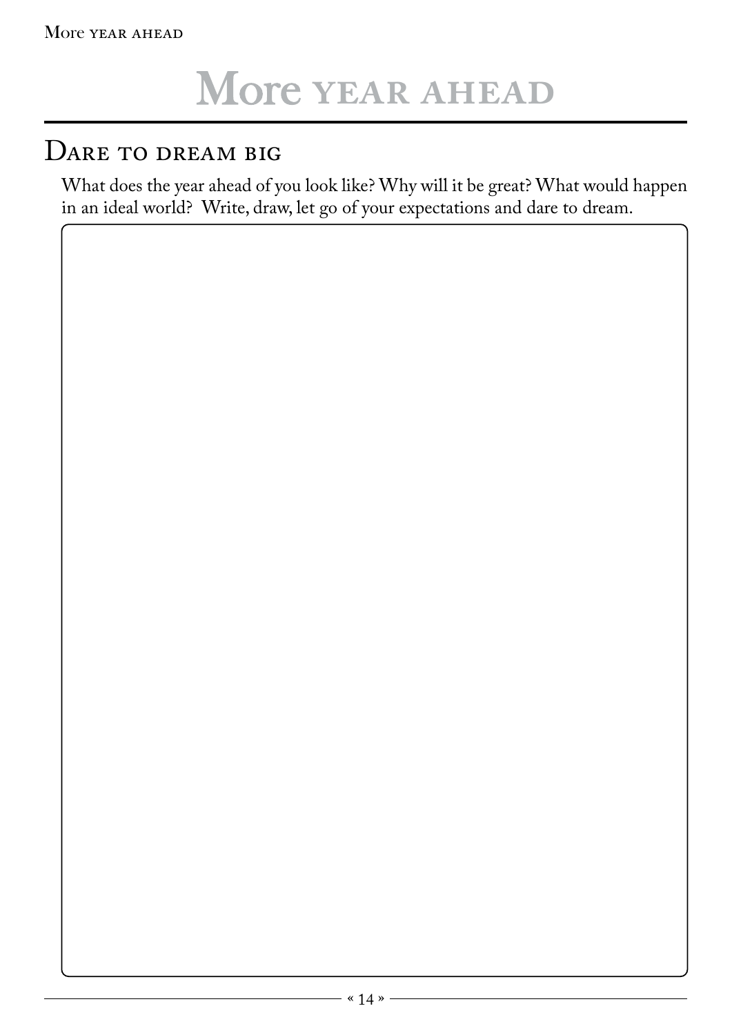# More year ahead

## Dare to dream big

What does the year ahead of you look like? Why will it be great? What would happen in an ideal world?  Write, draw, let go of your expectations and dare to dream.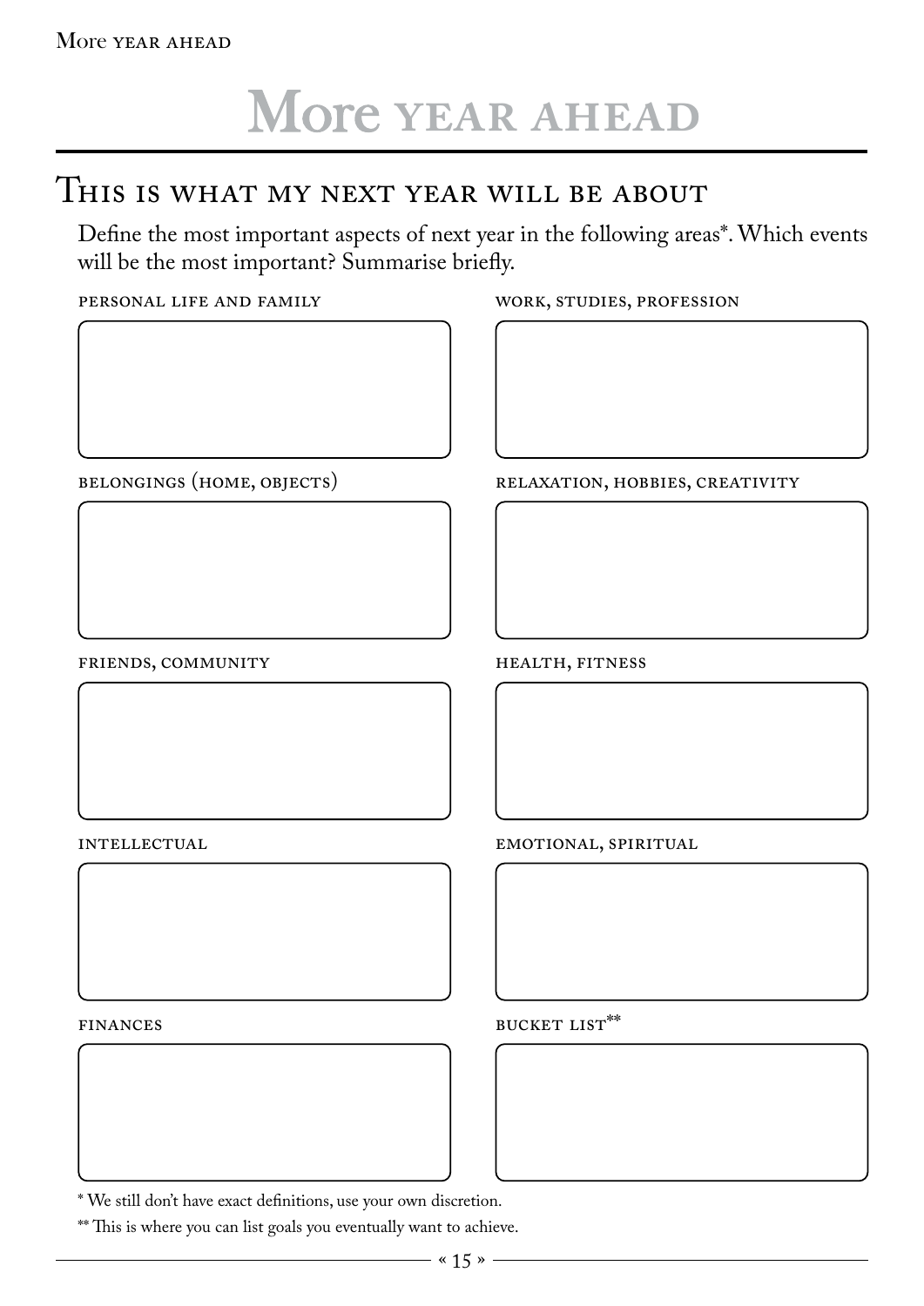# More year ahead

## This is what my next year will be about

Define the most important aspects of next year in the following areas*. Which events will be the most important? Summarise briefly.

PERSONAL LIFE AND FAMILY

WORK, STUDIES, PROFESSION

BELONGINGS (HOME, OBJECTS)

RELAXATION, HOBBIES, CREATIVITY

FRIENDS, COMMUNITY

HEALTH, FITNESS

INTELLECTUAL

EMOTIONAL, SPIRITUAL

FINANCES

BUCKET LIST**

* We still don't have exact definitions, use your own discretion.

** This is where you can list goals you eventually want to achieve.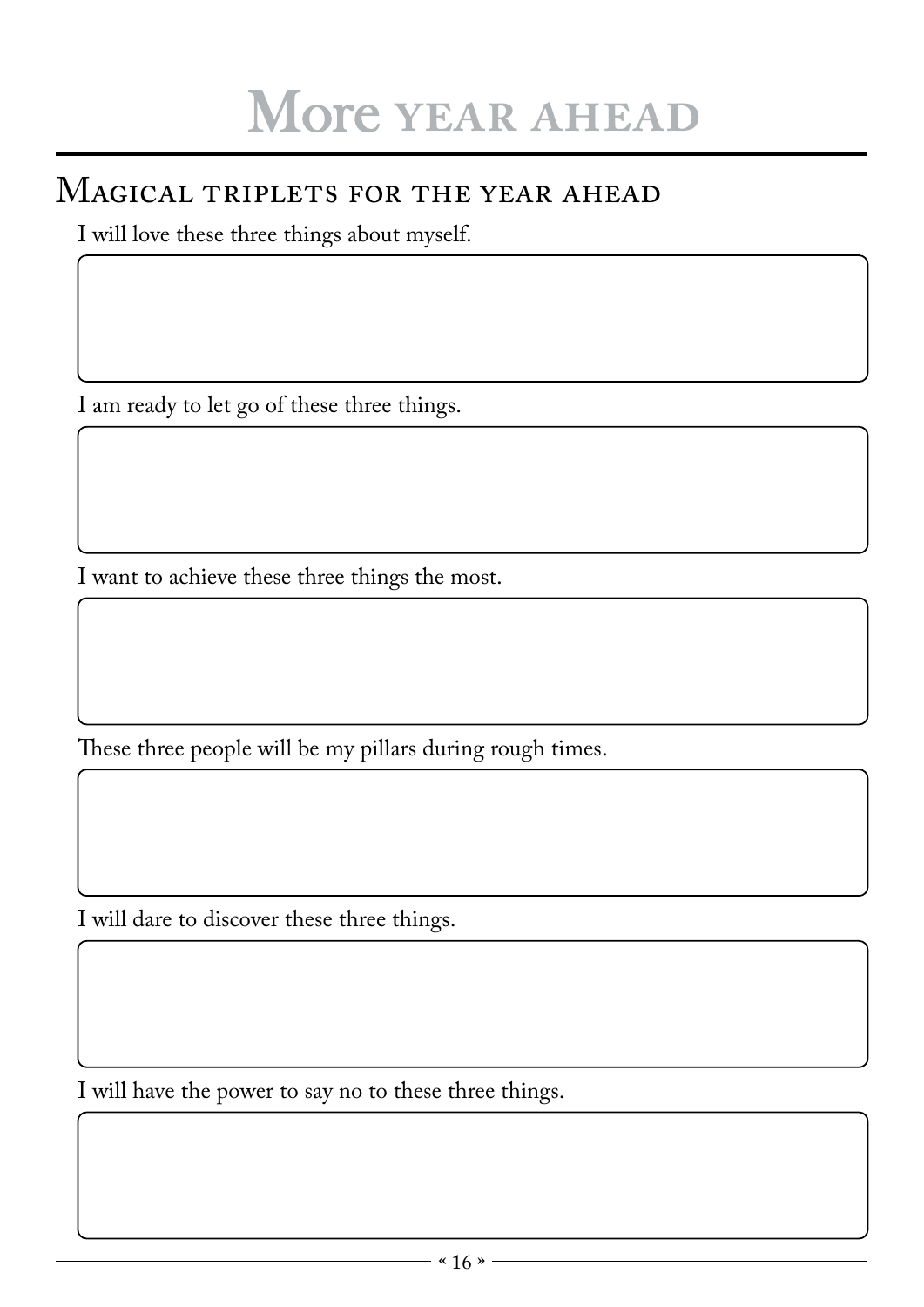# More year ahead

## Magical triplets for the year ahead

I will love these three things about myself.

I am ready to let go of these three things.

I want to achieve these three things the most.

These three people will be my pillars during rough times.

I will dare to discover these three things.

I will have the power to say no to these three things.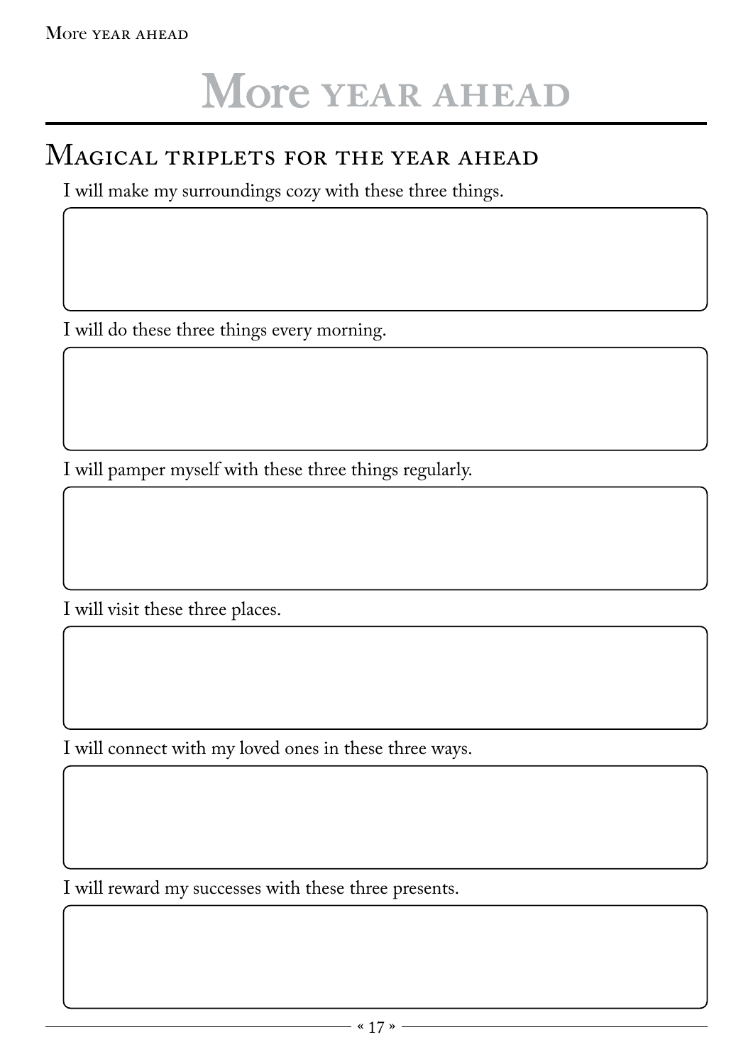# More year ahead

## Magical triplets for the year ahead

I will make my surroundings cozy with these three things.

I will do these three things every morning.

I will pamper myself with these three things regularly.

I will visit these three places.

I will connect with my loved ones in these three ways.

I will reward my successes with these three presents.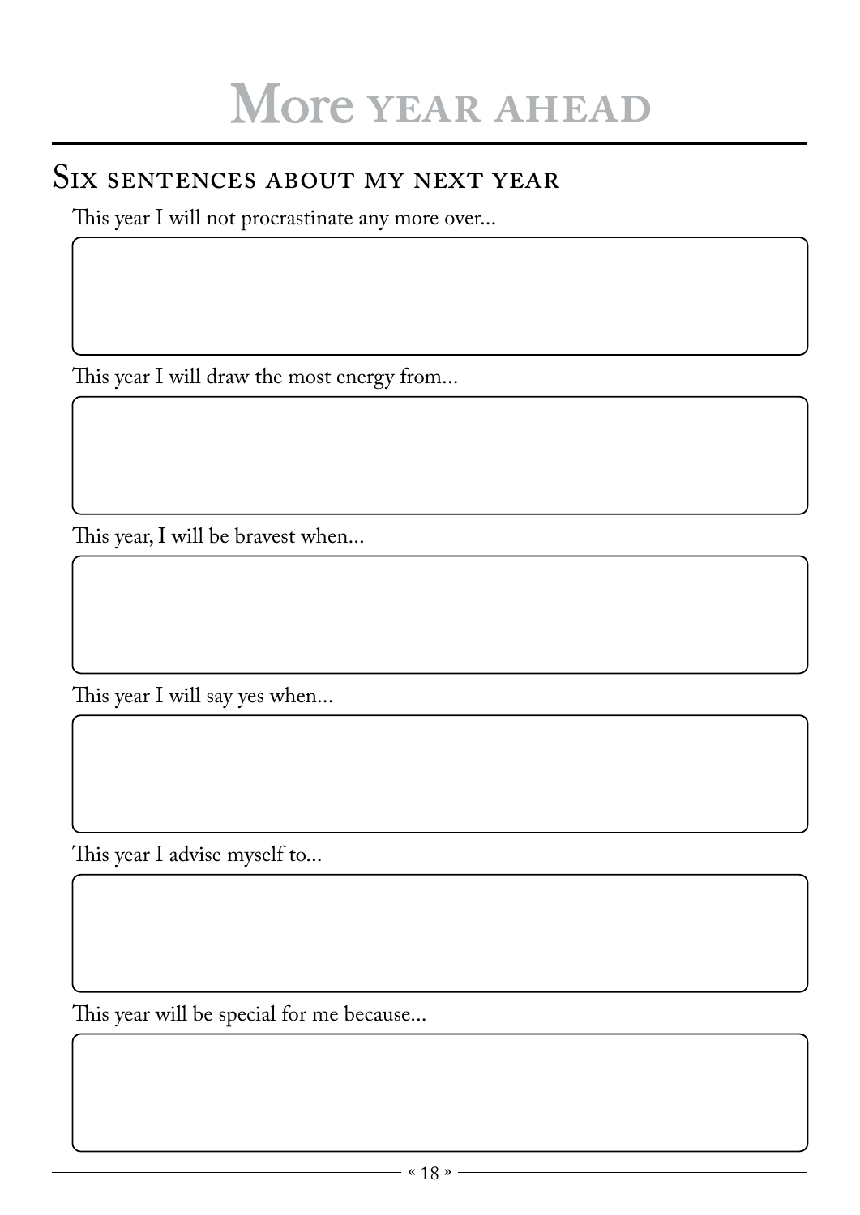# More year ahead

## Six sentences about my next year

This year I will not procrastinate any more over...

This year I will draw the most energy from...

This year, I will be bravest when...

This year I will say yes when...

This year I advise myself to...

This year will be special for me because...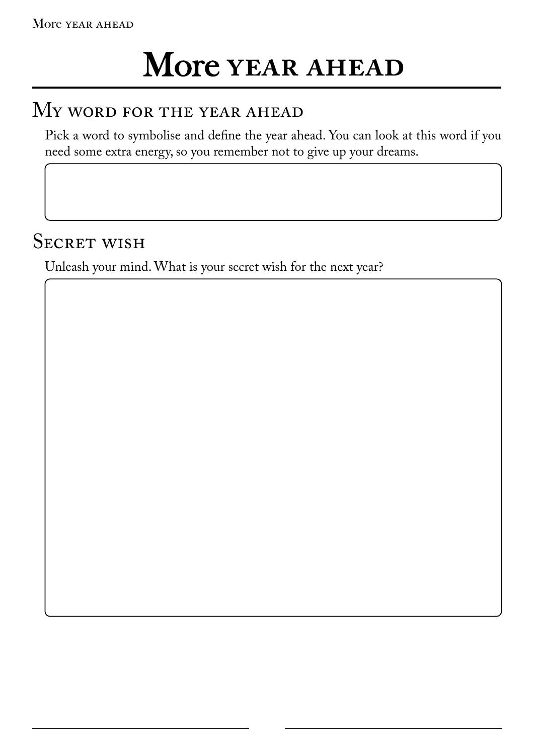# More year ahead

## My word for the year ahead

Pick a word to symbolise and define the year ahead. You can look at this word if you need some extra energy, so you remember not to give up your dreams.

## Secret wish

Unleash your mind. What is your secret wish for the next year?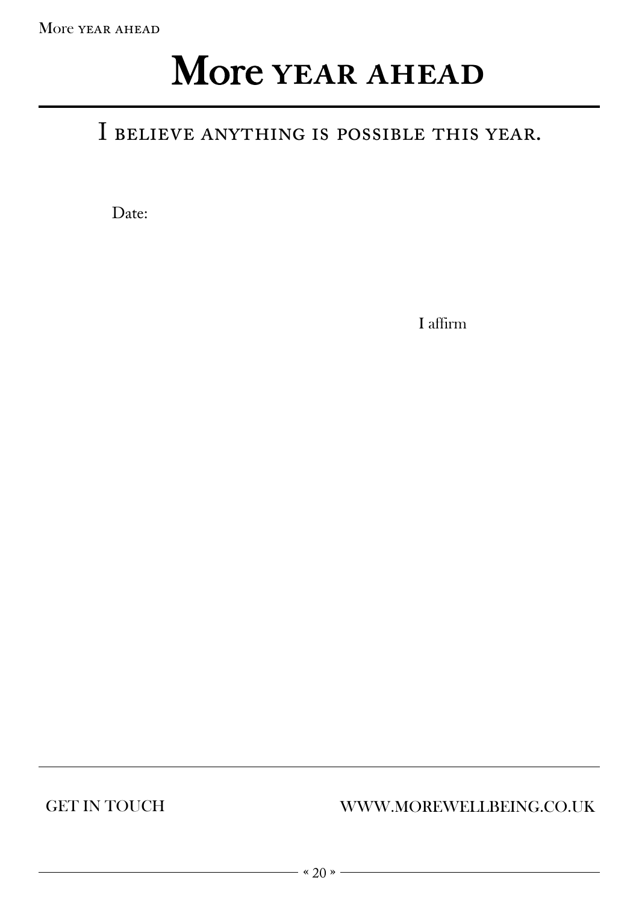# More YEAR AHEAD

## I believe anything is possible this year.

Date:

I affirm

GET IN TOUCH

WWW.MOREWELLBEING.CO.UK